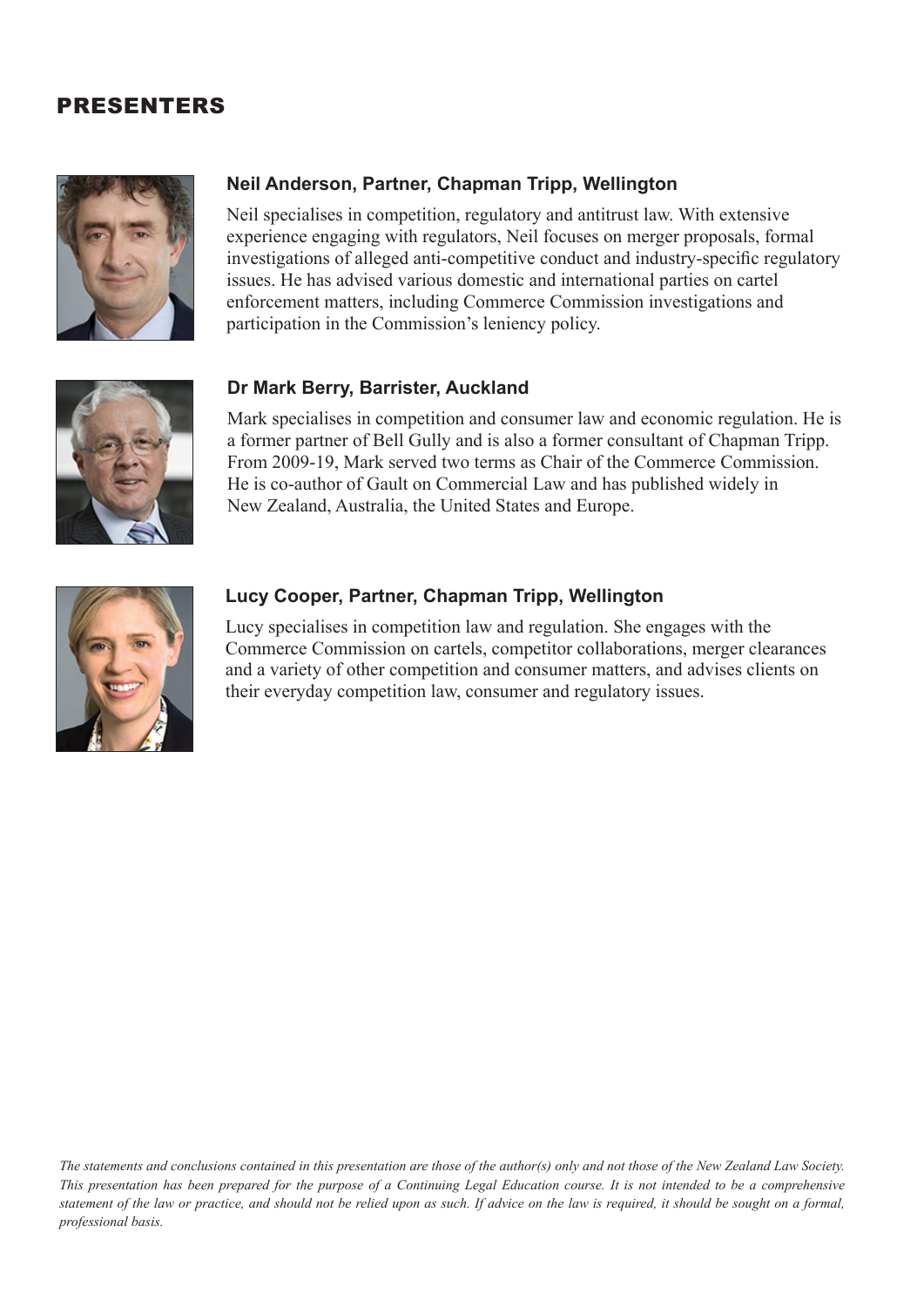# PRESENTERS

### Neil Anderson, Partner, Chapman Tripp, Wellington

Neil specialises in competition, regulatory and antitrust law. With extensive experience engaging with regulators, Neil focuses on merger proposals, formal investigations of alleged anti-competitive conduct and industry-specific regulatory issues. He has advised various domestic and international parties on cartel enforcement matters, including Commerce Commission investigations and participation in the Commission's leniency policy.

### Dr Mark Berry, Barrister, Auckland

Mark specialises in competition and consumer law and economic regulation. He is a former partner of Bell Gully and is also a former consultant of Chapman Tripp. From 2009-19, Mark served two terms as Chair of the Commerce Commission. He is co-author of Gault on Commercial Law and has published widely in New Zealand, Australia, the United States and Europe.

### Lucy Cooper, Partner, Chapman Tripp, Wellington

Lucy specialises in competition law and regulation. She engages with the Commerce Commission on cartels, competitor collaborations, merger clearances and a variety of other competition and consumer matters, and advises clients on their everyday competition law, consumer and regulatory issues.

*The statements and conclusions contained in this presentation are those of the author(s) only and not those of the New Zealand Law Society. This presentation has been prepared for the purpose of a Continuing Legal Education course. It is not intended to be a comprehensive statement of the law or practice, and should not be relied upon as such. If advice on the law is required, it should be sought on a formal, professional basis.*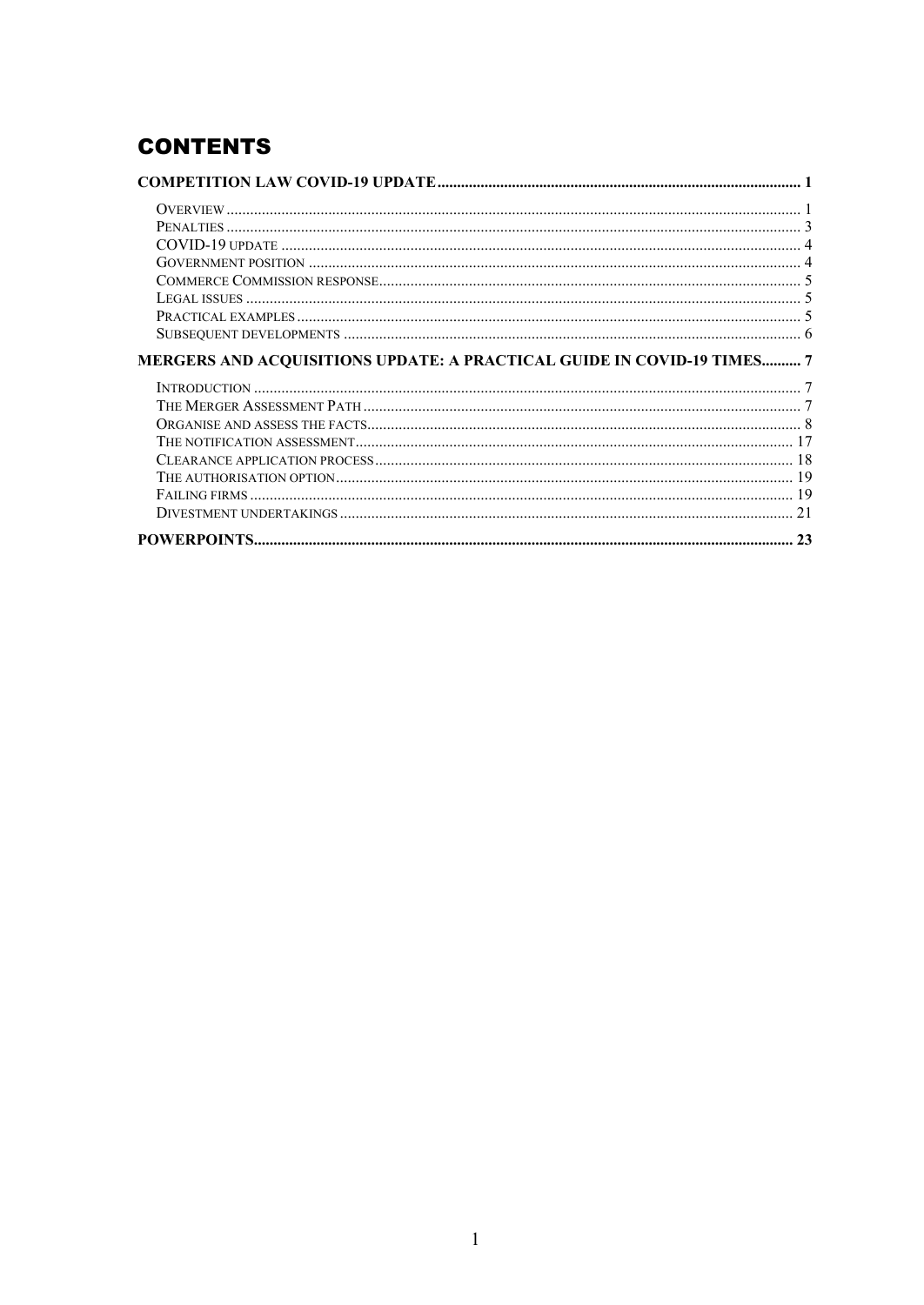# CONTENTS

**COMPETITION LAW COVID-19 UPDATE** ............ **1**

- Overview ............ 1
- Penalties ............ 3
- COVID-19 update ............ 4
- Government position ............ 4
- Commerce Commission response ............ 5
- Legal issues ............ 5
- Practical examples ............ 5
- Subsequent developments ............ 6

**MERGERS AND ACQUISITIONS UPDATE: A PRACTICAL GUIDE IN COVID-19 TIMES** ............ **7**

- Introduction ............ 7
- The Merger Assessment Path ............ 7
- Organise and assess the facts ............ 8
- The notification assessment ............ 17
- Clearance application process ............ 18
- The authorisation option ............ 19
- Failing firms ............ 19
- Divestment undertakings ............ 21

**POWERPOINTS** ............ **23**